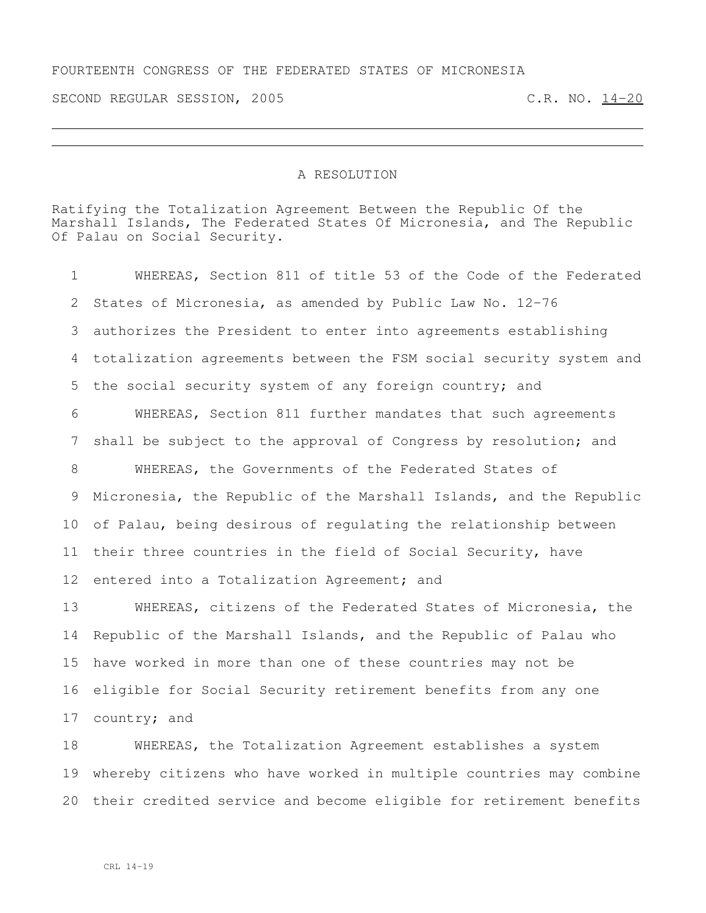FOURTEENTH CONGRESS OF THE FEDERATED STATES OF MICRONESIA

SECOND REGULAR SESSION, 2005 C.R. NO. 14-20

---

A RESOLUTION

Ratifying the Totalization Agreement Between the Republic Of the Marshall Islands, The Federated States Of Micronesia, and The Republic Of Palau on Social Security.

1 WHEREAS, Section 811 of title 53 of the Code of the Federated
2 States of Micronesia, as amended by Public Law No. 12-76
3 authorizes the President to enter into agreements establishing
4 totalization agreements between the FSM social security system and
5 the social security system of any foreign country; and
6 WHEREAS, Section 811 further mandates that such agreements
7 shall be subject to the approval of Congress by resolution; and
8 WHEREAS, the Governments of the Federated States of
9 Micronesia, the Republic of the Marshall Islands, and the Republic
10 of Palau, being desirous of regulating the relationship between
11 their three countries in the field of Social Security, have
12 entered into a Totalization Agreement; and
13 WHEREAS, citizens of the Federated States of Micronesia, the
14 Republic of the Marshall Islands, and the Republic of Palau who
15 have worked in more than one of these countries may not be
16 eligible for Social Security retirement benefits from any one
17 country; and
18 WHEREAS, the Totalization Agreement establishes a system
19 whereby citizens who have worked in multiple countries may combine
20 their credited service and become eligible for retirement benefits

CRL 14-19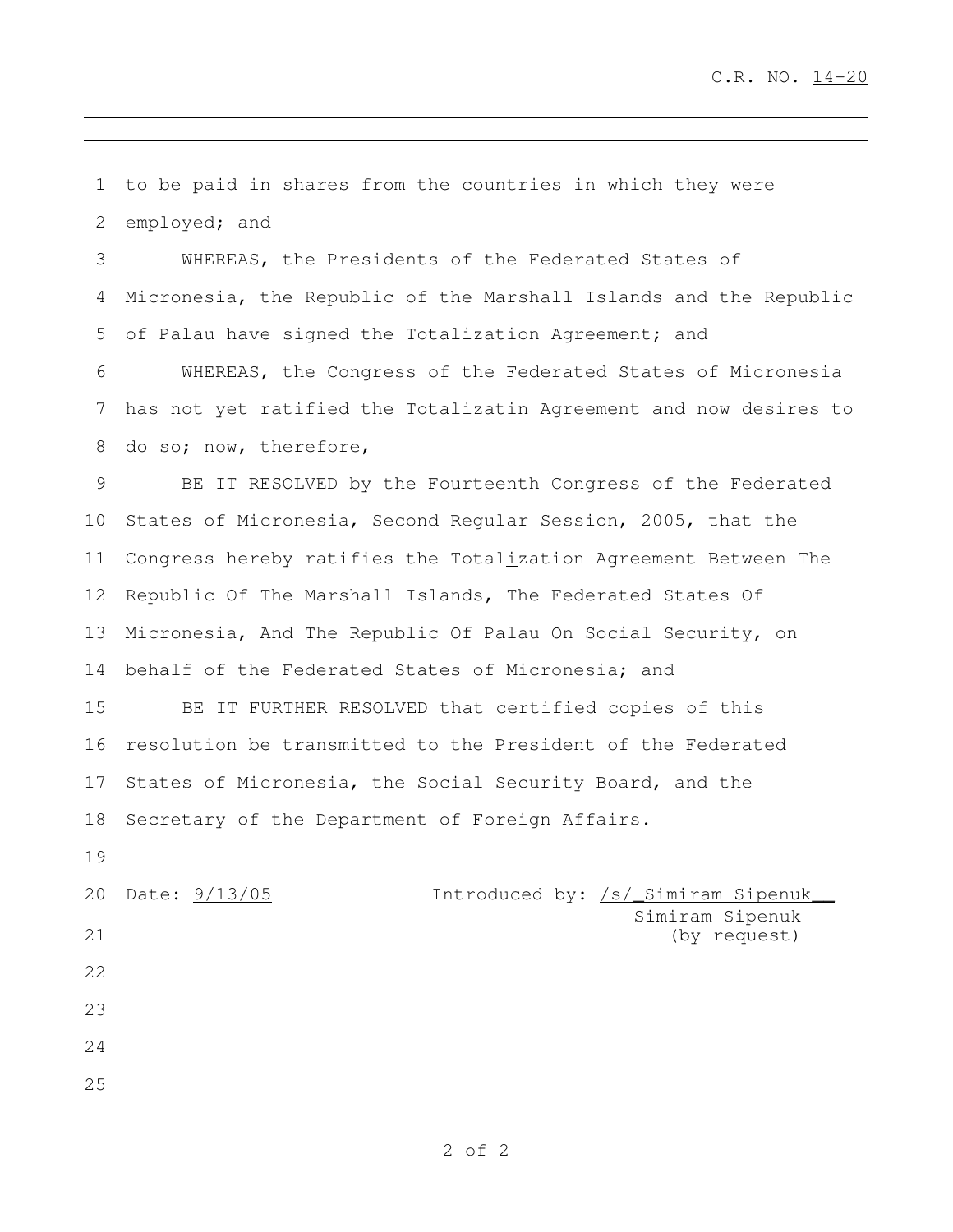to be paid in shares from the countries in which they were employed; and

WHEREAS, the Presidents of the Federated States of Micronesia, the Republic of the Marshall Islands and the Republic of Palau have signed the Totalization Agreement; and

WHEREAS, the Congress of the Federated States of Micronesia has not yet ratified the Totalizatin Agreement and now desires to do so; now, therefore,

BE IT RESOLVED by the Fourteenth Congress of the Federated States of Micronesia, Second Regular Session, 2005, that the Congress hereby ratifies the Totalization Agreement Between The Republic Of The Marshall Islands, The Federated States Of Micronesia, And The Republic Of Palau On Social Security, on behalf of the Federated States of Micronesia; and

BE IT FURTHER RESOLVED that certified copies of this resolution be transmitted to the President of the Federated States of Micronesia, the Social Security Board, and the Secretary of the Department of Foreign Affairs.

Date: 9/13/05

Introduced by: /s/ Simiram Sipenuk
Simiram Sipenuk
(by request)